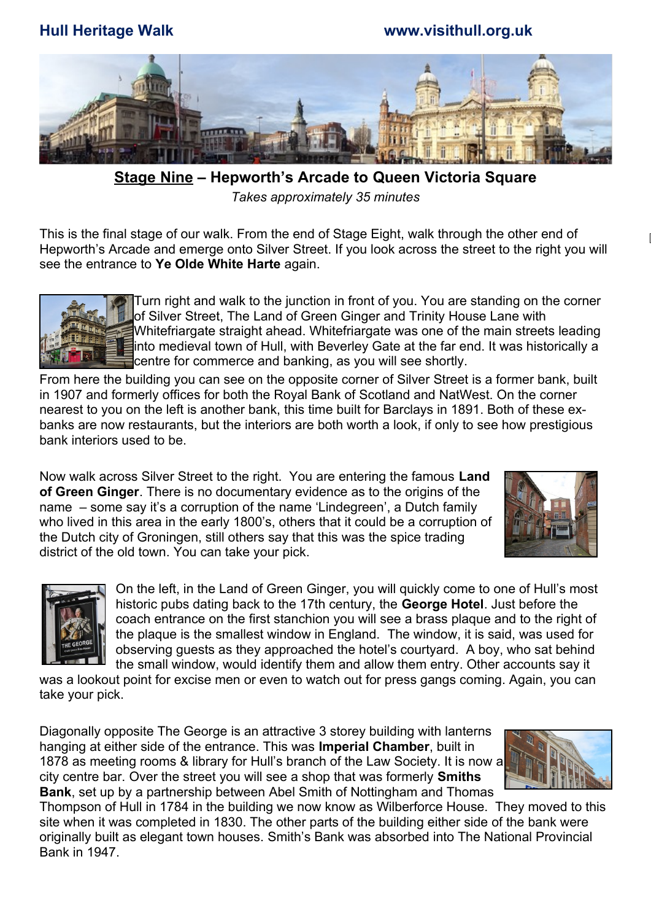## Stage Nine – Hepworth's Arcade to Queen Victoria Square

*Takes approximately 35 minutes*

This is the final stage of our walk. From the end of Stage Eight, walk through the other end of Hepworth's Arcade and emerge onto Silver Street. If you look across the street to the right you will see the entrance to **Ye Olde White Harte** again.

Turn right and walk to the junction in front of you. You are standing on the corner of Silver Street, The Land of Green Ginger and Trinity House Lane with Whitefriargate straight ahead. Whitefriargate was one of the main streets leading into medieval town of Hull, with Beverley Gate at the far end. It was historically a centre for commerce and banking, as you will see shortly.

From here the building you can see on the opposite corner of Silver Street is a former bank, built in 1907 and formerly offices for both the Royal Bank of Scotland and NatWest. On the corner nearest to you on the left is another bank, this time built for Barclays in 1891. Both of these ex-banks are now restaurants, but the interiors are both worth a look, if only to see how prestigious bank interiors used to be.

Now walk across Silver Street to the right. You are entering the famous **Land of Green Ginger**. There is no documentary evidence as to the origins of the name – some say it's a corruption of the name 'Lindegreen', a Dutch family who lived in this area in the early 1800's, others that it could be a corruption of the Dutch city of Groningen, still others say that this was the spice trading district of the old town. You can take your pick.

On the left, in the Land of Green Ginger, you will quickly come to one of Hull's most historic pubs dating back to the 17th century, the **George Hotel**. Just before the coach entrance on the first stanchion you will see a brass plaque and to the right of the plaque is the smallest window in England. The window, it is said, was used for observing guests as they approached the hotel's courtyard. A boy, who sat behind the small window, would identify them and allow them entry. Other accounts say it was a lookout point for excise men or even to watch out for press gangs coming. Again, you can take your pick.

Diagonally opposite The George is an attractive 3 storey building with lanterns hanging at either side of the entrance. This was **Imperial Chamber**, built in 1878 as meeting rooms & library for Hull's branch of the Law Society. It is now a city centre bar. Over the street you will see a shop that was formerly **Smiths Bank**, set up by a partnership between Abel Smith of Nottingham and Thomas Thompson of Hull in 1784 in the building we now know as Wilberforce House. They moved to this site when it was completed in 1830. The other parts of the building either side of the bank were originally built as elegant town houses. Smith's Bank was absorbed into The National Provincial Bank in 1947.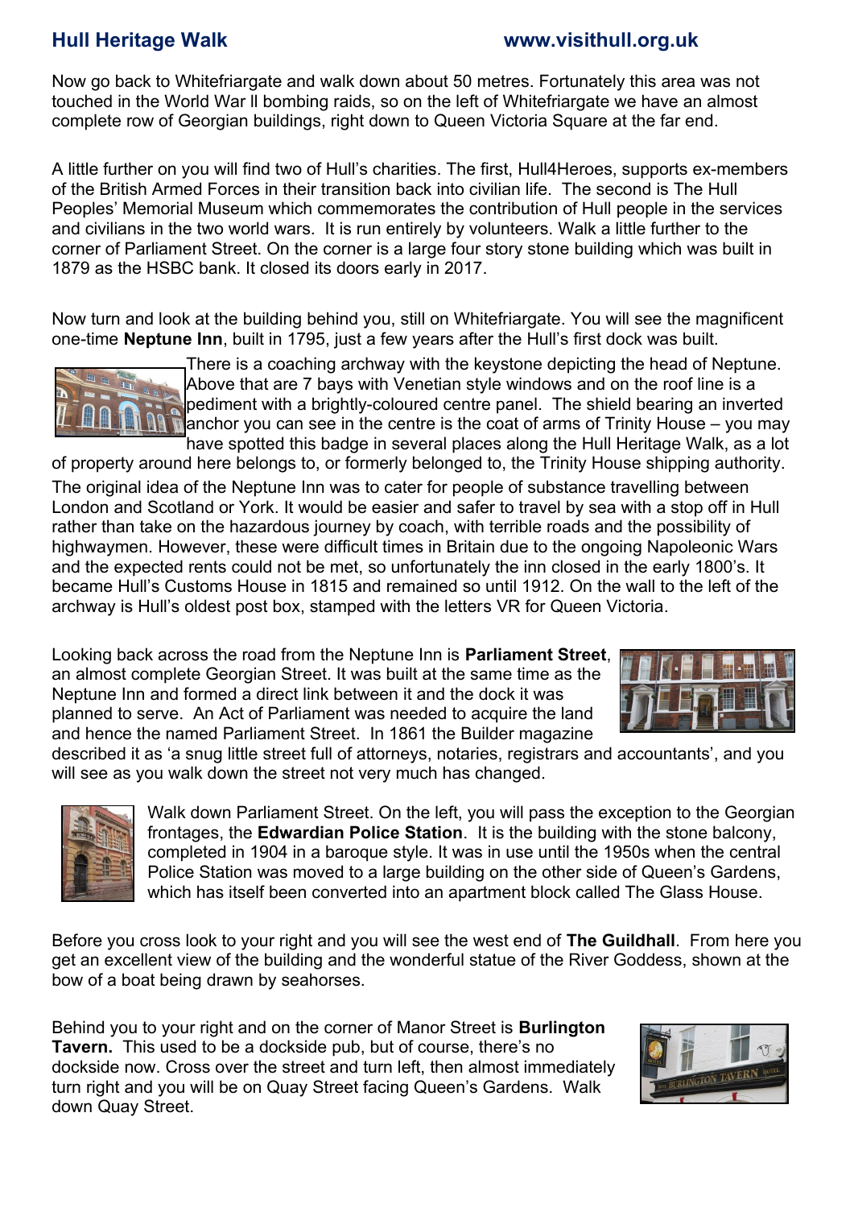Now go back to Whitefriargate and walk down about 50 metres. Fortunately this area was not touched in the World War II bombing raids, so on the left of Whitefriargate we have an almost complete row of Georgian buildings, right down to Queen Victoria Square at the far end.

A little further on you will find two of Hull's charities. The first, Hull4Heroes, supports ex-members of the British Armed Forces in their transition back into civilian life. The second is The Hull Peoples' Memorial Museum which commemorates the contribution of Hull people in the services and civilians in the two world wars. It is run entirely by volunteers. Walk a little further to the corner of Parliament Street. On the corner is a large four story stone building which was built in 1879 as the HSBC bank. It closed its doors early in 2017.

Now turn and look at the building behind you, still on Whitefriargate. You will see the magnificent one-time **Neptune Inn**, built in 1795, just a few years after the Hull's first dock was built. There is a coaching archway with the keystone depicting the head of Neptune. Above that are 7 bays with Venetian style windows and on the roof line is a pediment with a brightly-coloured centre panel. The shield bearing an inverted anchor you can see in the centre is the coat of arms of Trinity House – you may have spotted this badge in several places along the Hull Heritage Walk, as a lot of property around here belongs to, or formerly belonged to, the Trinity House shipping authority.

The original idea of the Neptune Inn was to cater for people of substance travelling between London and Scotland or York. It would be easier and safer to travel by sea with a stop off in Hull rather than take on the hazardous journey by coach, with terrible roads and the possibility of highwaymen. However, these were difficult times in Britain due to the ongoing Napoleonic Wars and the expected rents could not be met, so unfortunately the inn closed in the early 1800's. It became Hull's Customs House in 1815 and remained so until 1912. On the wall to the left of the archway is Hull's oldest post box, stamped with the letters VR for Queen Victoria.

Looking back across the road from the Neptune Inn is **Parliament Street**, an almost complete Georgian Street. It was built at the same time as the Neptune Inn and formed a direct link between it and the dock it was planned to serve. An Act of Parliament was needed to acquire the land and hence the named Parliament Street. In 1861 the Builder magazine described it as 'a snug little street full of attorneys, notaries, registrars and accountants', and you will see as you walk down the street not very much has changed.

Walk down Parliament Street. On the left, you will pass the exception to the Georgian frontages, the **Edwardian Police Station**. It is the building with the stone balcony, completed in 1904 in a baroque style. It was in use until the 1950s when the central Police Station was moved to a large building on the other side of Queen's Gardens, which has itself been converted into an apartment block called The Glass House.

Before you cross look to your right and you will see the west end of **The Guildhall**. From here you get an excellent view of the building and the wonderful statue of the River Goddess, shown at the bow of a boat being drawn by seahorses.

Behind you to your right and on the corner of Manor Street is **Burlington Tavern.** This used to be a dockside pub, but of course, there's no dockside now. Cross over the street and turn left, then almost immediately turn right and you will be on Quay Street facing Queen's Gardens. Walk down Quay Street.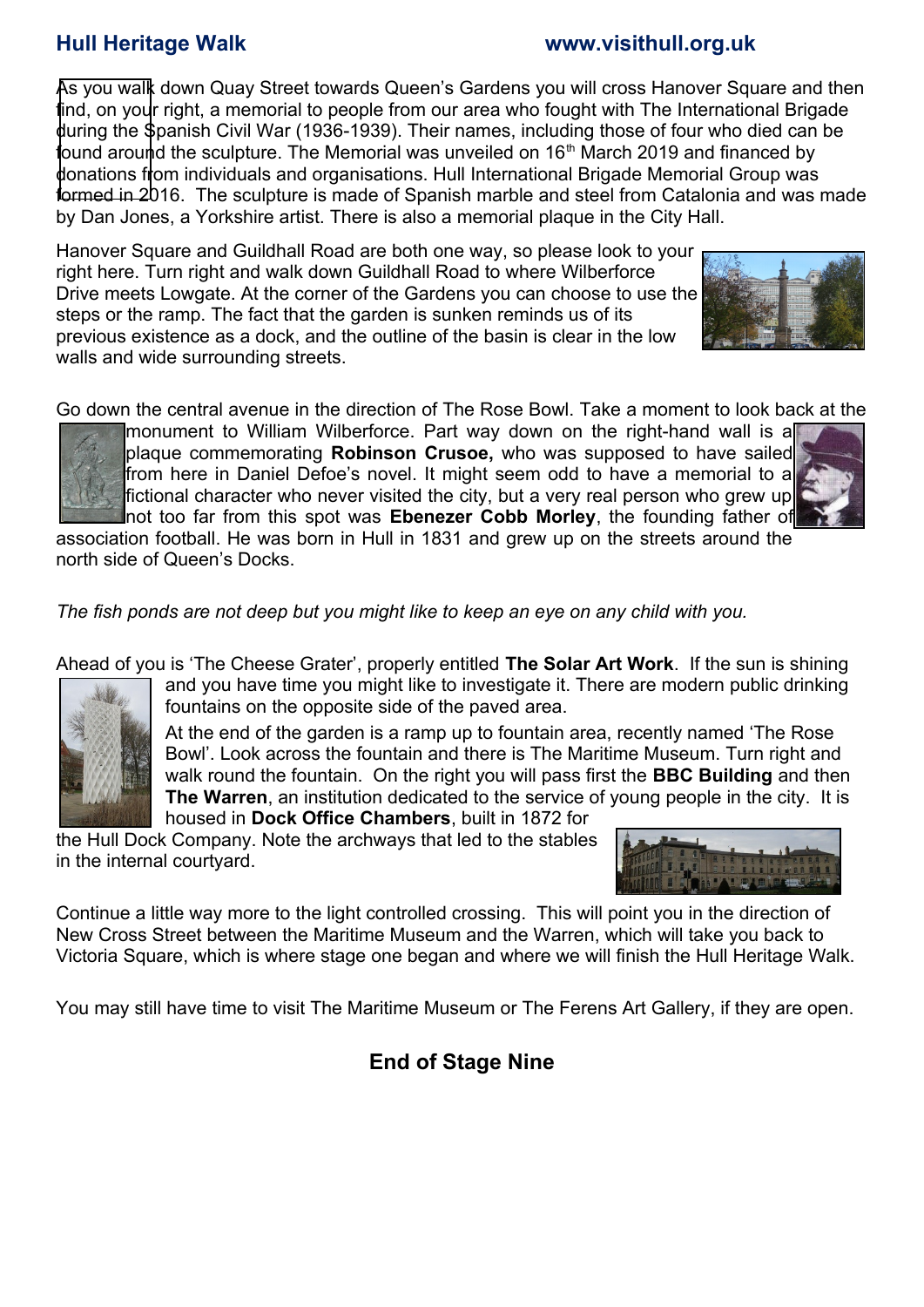As you walk down Quay Street towards Queen's Gardens you will cross Hanover Square and then find, on your right, a memorial to people from our area who fought with The International Brigade during the Spanish Civil War (1936-1939). Their names, including those of four who died can be found around the sculpture. The Memorial was unveiled on 16th March 2019 and financed by donations from individuals and organisations. Hull International Brigade Memorial Group was formed in 2016. The sculpture is made of Spanish marble and steel from Catalonia and was made by Dan Jones, a Yorkshire artist. There is also a memorial plaque in the City Hall.

Hanover Square and Guildhall Road are both one way, so please look to your right here. Turn right and walk down Guildhall Road to where Wilberforce Drive meets Lowgate. At the corner of the Gardens you can choose to use the steps or the ramp. The fact that the garden is sunken reminds us of its previous existence as a dock, and the outline of the basin is clear in the low walls and wide surrounding streets.

Go down the central avenue in the direction of The Rose Bowl. Take a moment to look back at the monument to William Wilberforce. Part way down on the right-hand wall is a plaque commemorating **Robinson Crusoe,** who was supposed to have sailed from here in Daniel Defoe's novel. It might seem odd to have a memorial to a fictional character who never visited the city, but a very real person who grew up not too far from this spot was **Ebenezer Cobb Morley**, the founding father of association football. He was born in Hull in 1831 and grew up on the streets around the north side of Queen's Docks.

*The fish ponds are not deep but you might like to keep an eye on any child with you.*

Ahead of you is 'The Cheese Grater', properly entitled **The Solar Art Work**. If the sun is shining and you have time you might like to investigate it. There are modern public drinking fountains on the opposite side of the paved area.

At the end of the garden is a ramp up to fountain area, recently named 'The Rose Bowl'. Look across the fountain and there is The Maritime Museum. Turn right and walk round the fountain. On the right you will pass first the **BBC Building** and then **The Warren**, an institution dedicated to the service of young people in the city. It is housed in **Dock Office Chambers**, built in 1872 for the Hull Dock Company. Note the archways that led to the stables in the internal courtyard.

Continue a little way more to the light controlled crossing. This will point you in the direction of New Cross Street between the Maritime Museum and the Warren, which will take you back to Victoria Square, which is where stage one began and where we will finish the Hull Heritage Walk.

You may still have time to visit The Maritime Museum or The Ferens Art Gallery, if they are open.

## End of Stage Nine